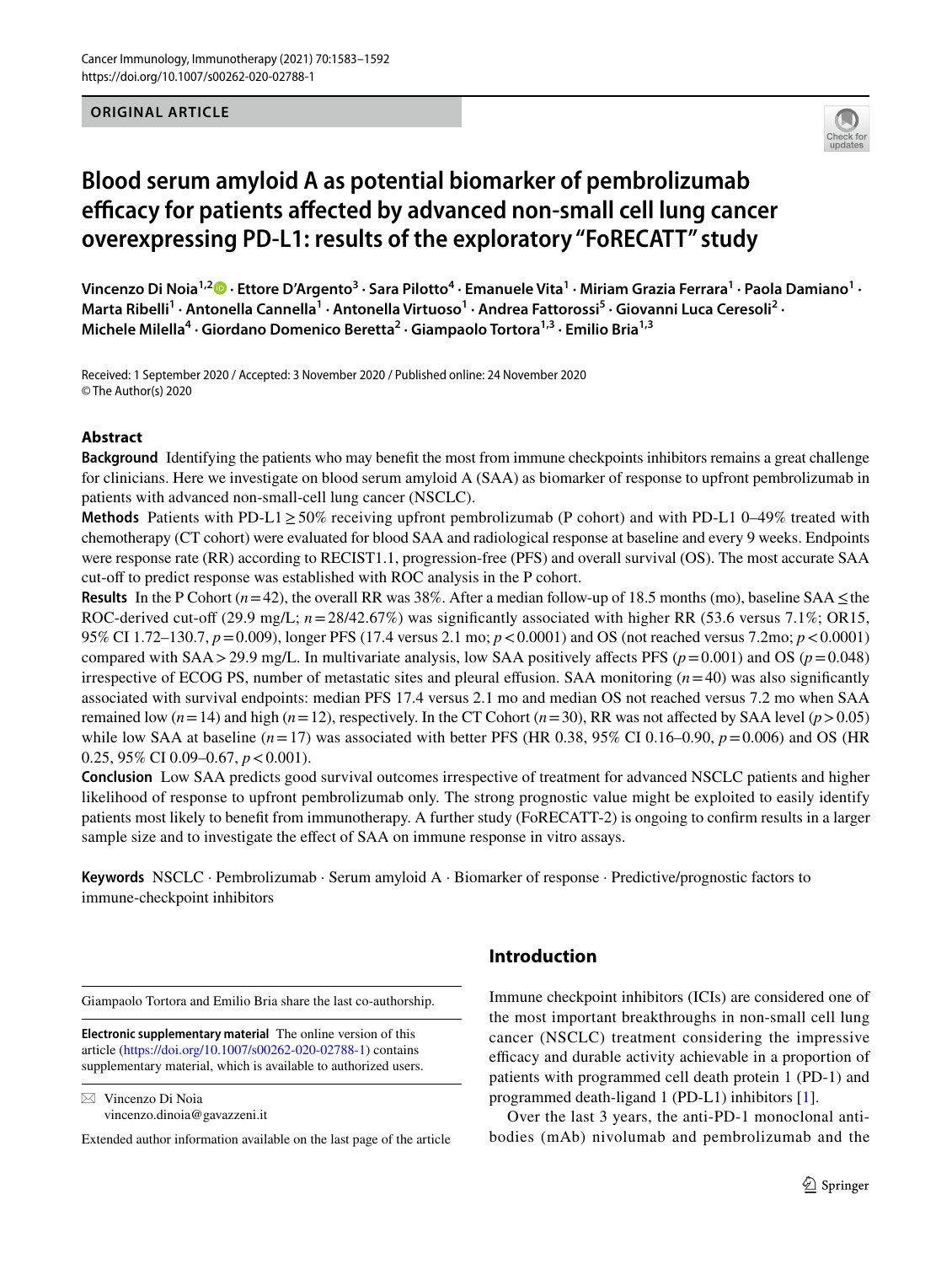ORIGINAL ARTICLE

# Blood serum amyloid A as potential biomarker of pembrolizumab efficacy for patients affected by advanced non-small cell lung cancer overexpressing PD-L1: results of the exploratory "FoRECATT" study

Vincenzo Di Noia[1,2] · Ettore D'Argento[3] · Sara Pilotto[4] · Emanuele Vita[1] · Miriam Grazia Ferrara[1] · Paola Damiano[1] · Marta Ribelli[1] · Antonella Cannella[1] · Antonella Virtuoso[1] · Andrea Fattorossi[5] · Giovanni Luca Ceresoli[2] · Michele Milella[4] · Giordano Domenico Beretta[2] · Giampaolo Tortora[1,3] · Emilio Bria[1,3]

Received: 1 September 2020 / Accepted: 3 November 2020 / Published online: 24 November 2020
© The Author(s) 2020

## Abstract

**Background** Identifying the patients who may benefit the most from immune checkpoints inhibitors remains a great challenge for clinicians. Here we investigate on blood serum amyloid A (SAA) as biomarker of response to upfront pembrolizumab in patients with advanced non-small-cell lung cancer (NSCLC).

**Methods** Patients with PD-L1 ≥ 50% receiving upfront pembrolizumab (P cohort) and with PD-L1 0–49% treated with chemotherapy (CT cohort) were evaluated for blood SAA and radiological response at baseline and every 9 weeks. Endpoints were response rate (RR) according to RECIST1.1, progression-free (PFS) and overall survival (OS). The most accurate SAA cut-off to predict response was established with ROC analysis in the P cohort.

**Results** In the P Cohort ($n=42$), the overall RR was 38%. After a median follow-up of 18.5 months (mo), baseline SAA ≤ the ROC-derived cut-off (29.9 mg/L; $n=28/42.67\%$) was significantly associated with higher RR (53.6 versus 7.1%; OR15, 95% CI 1.72–130.7, $p=0.009$), longer PFS (17.4 versus 2.1 mo; $p<0.0001$) and OS (not reached versus 7.2mo; $p<0.0001$) compared with SAA > 29.9 mg/L. In multivariate analysis, low SAA positively affects PFS ($p=0.001$) and OS ($p=0.048$) irrespective of ECOG PS, number of metastatic sites and pleural effusion. SAA monitoring ($n=40$) was also significantly associated with survival endpoints: median PFS 17.4 versus 2.1 mo and median OS not reached versus 7.2 mo when SAA remained low ($n=14$) and high ($n=12$), respectively. In the CT Cohort ($n=30$), RR was not affected by SAA level ($p>0.05$) while low SAA at baseline ($n=17$) was associated with better PFS (HR 0.38, 95% CI 0.16–0.90, $p=0.006$) and OS (HR 0.25, 95% CI 0.09–0.67, $p<0.001$).

**Conclusion** Low SAA predicts good survival outcomes irrespective of treatment for advanced NSCLC patients and higher likelihood of response to upfront pembrolizumab only. The strong prognostic value might be exploited to easily identify patients most likely to benefit from immunotherapy. A further study (FoRECATT-2) is ongoing to confirm results in a larger sample size and to investigate the effect of SAA on immune response in vitro assays.

**Keywords** NSCLC · Pembrolizumab · Serum amyloid A · Biomarker of response · Predictive/prognostic factors to immune-checkpoint inhibitors

Giampaolo Tortora and Emilio Bria share the last co-authorship.

**Electronic supplementary material** The online version of this article (https://doi.org/10.1007/s00262-020-02788-1) contains supplementary material, which is available to authorized users.

✉ Vincenzo Di Noia
vincenzo.dinoia@gavazzeni.it

Extended author information available on the last page of the article

## Introduction

Immune checkpoint inhibitors (ICIs) are considered one of the most important breakthroughs in non-small cell lung cancer (NSCLC) treatment considering the impressive efficacy and durable activity achievable in a proportion of patients with programmed cell death protein 1 (PD-1) and programmed death-ligand 1 (PD-L1) inhibitors [1].

Over the last 3 years, the anti-PD-1 monoclonal antibodies (mAb) nivolumab and pembrolizumab and the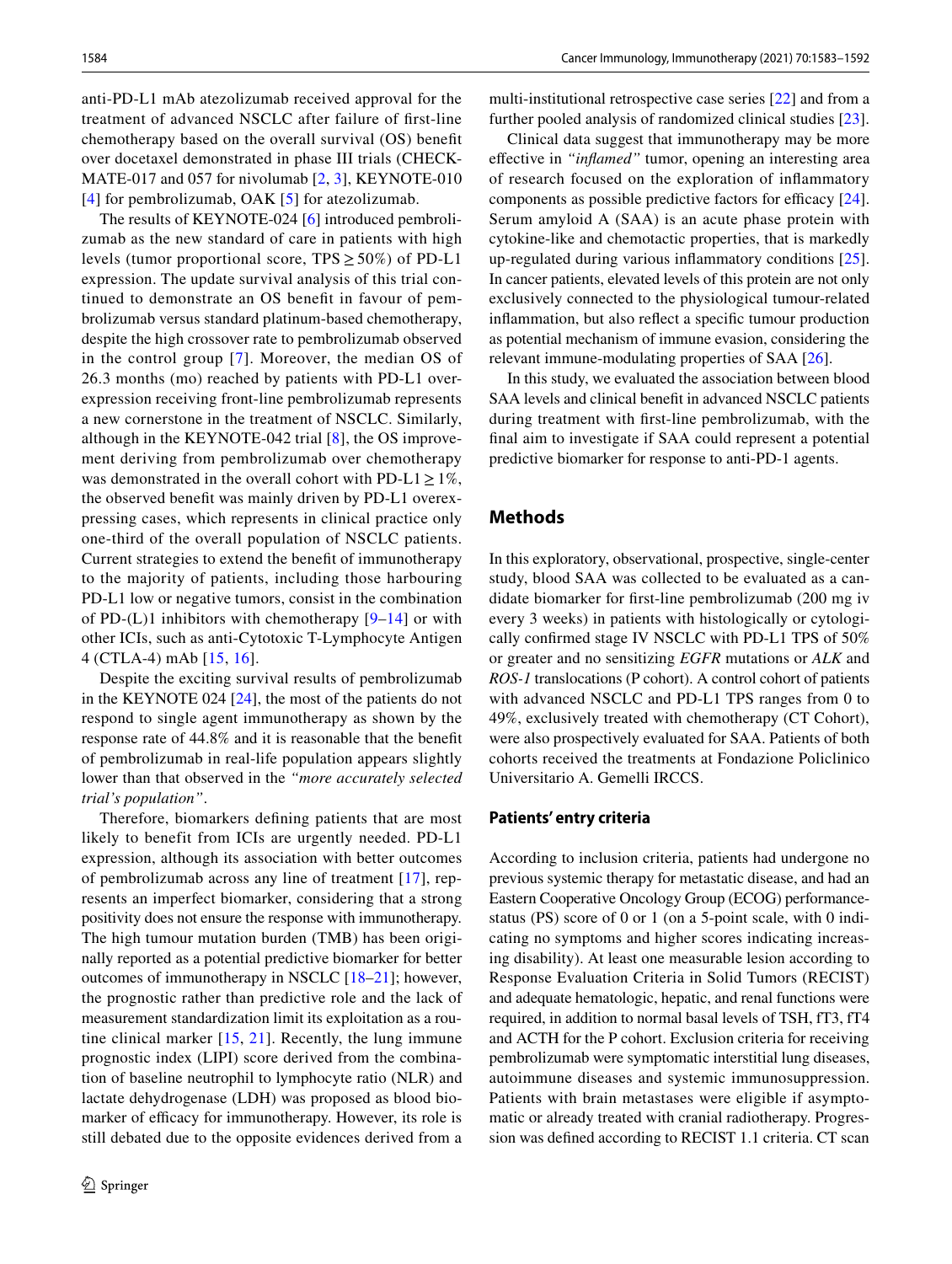anti-PD-L1 mAb atezolizumab received approval for the treatment of advanced NSCLC after failure of first-line chemotherapy based on the overall survival (OS) benefit over docetaxel demonstrated in phase III trials (CHECKMATE-017 and 057 for nivolumab [2, 3], KEYNOTE-010 [4] for pembrolizumab, OAK [5] for atezolizumab.

The results of KEYNOTE-024 [6] introduced pembrolizumab as the new standard of care in patients with high levels (tumor proportional score, TPS ≥ 50%) of PD-L1 expression. The update survival analysis of this trial continued to demonstrate an OS benefit in favour of pembrolizumab versus standard platinum-based chemotherapy, despite the high crossover rate to pembrolizumab observed in the control group [7]. Moreover, the median OS of 26.3 months (mo) reached by patients with PD-L1 overexpression receiving front-line pembrolizumab represents a new cornerstone in the treatment of NSCLC. Similarly, although in the KEYNOTE-042 trial [8], the OS improvement deriving from pembrolizumab over chemotherapy was demonstrated in the overall cohort with PD-L1 ≥ 1%, the observed benefit was mainly driven by PD-L1 overexpressing cases, which represents in clinical practice only one-third of the overall population of NSCLC patients. Current strategies to extend the benefit of immunotherapy to the majority of patients, including those harbouring PD-L1 low or negative tumors, consist in the combination of PD-(L)1 inhibitors with chemotherapy [9–14] or with other ICIs, such as anti-Cytotoxic T-Lymphocyte Antigen 4 (CTLA-4) mAb [15, 16].

Despite the exciting survival results of pembrolizumab in the KEYNOTE 024 [24], the most of the patients do not respond to single agent immunotherapy as shown by the response rate of 44.8% and it is reasonable that the benefit of pembrolizumab in real-life population appears slightly lower than that observed in the *"more accurately selected trial's population"*.

Therefore, biomarkers defining patients that are most likely to benefit from ICIs are urgently needed. PD-L1 expression, although its association with better outcomes of pembrolizumab across any line of treatment [17], represents an imperfect biomarker, considering that a strong positivity does not ensure the response with immunotherapy. The high tumour mutation burden (TMB) has been originally reported as a potential predictive biomarker for better outcomes of immunotherapy in NSCLC [18–21]; however, the prognostic rather than predictive role and the lack of measurement standardization limit its exploitation as a routine clinical marker [15, 21]. Recently, the lung immune prognostic index (LIPI) score derived from the combination of baseline neutrophil to lymphocyte ratio (NLR) and lactate dehydrogenase (LDH) was proposed as blood biomarker of efficacy for immunotherapy. However, its role is still debated due to the opposite evidences derived from a multi-institutional retrospective case series [22] and from a further pooled analysis of randomized clinical studies [23].

Clinical data suggest that immunotherapy may be more effective in *"inflamed"* tumor, opening an interesting area of research focused on the exploration of inflammatory components as possible predictive factors for efficacy [24]. Serum amyloid A (SAA) is an acute phase protein with cytokine-like and chemotactic properties, that is markedly up-regulated during various inflammatory conditions [25]. In cancer patients, elevated levels of this protein are not only exclusively connected to the physiological tumour-related inflammation, but also reflect a specific tumour production as potential mechanism of immune evasion, considering the relevant immune-modulating properties of SAA [26].

In this study, we evaluated the association between blood SAA levels and clinical benefit in advanced NSCLC patients during treatment with first-line pembrolizumab, with the final aim to investigate if SAA could represent a potential predictive biomarker for response to anti-PD-1 agents.

## Methods

In this exploratory, observational, prospective, single-center study, blood SAA was collected to be evaluated as a candidate biomarker for first-line pembrolizumab (200 mg iv every 3 weeks) in patients with histologically or cytologically confirmed stage IV NSCLC with PD-L1 TPS of 50% or greater and no sensitizing *EGFR* mutations or *ALK* and *ROS-1* translocations (P cohort). A control cohort of patients with advanced NSCLC and PD-L1 TPS ranges from 0 to 49%, exclusively treated with chemotherapy (CT Cohort), were also prospectively evaluated for SAA. Patients of both cohorts received the treatments at Fondazione Policlinico Universitario A. Gemelli IRCCS.

### Patients' entry criteria

According to inclusion criteria, patients had undergone no previous systemic therapy for metastatic disease, and had an Eastern Cooperative Oncology Group (ECOG) performance-status (PS) score of 0 or 1 (on a 5-point scale, with 0 indicating no symptoms and higher scores indicating increasing disability). At least one measurable lesion according to Response Evaluation Criteria in Solid Tumors (RECIST) and adequate hematologic, hepatic, and renal functions were required, in addition to normal basal levels of TSH, fT3, fT4 and ACTH for the P cohort. Exclusion criteria for receiving pembrolizumab were symptomatic interstitial lung diseases, autoimmune diseases and systemic immunosuppression. Patients with brain metastases were eligible if asymptomatic or already treated with cranial radiotherapy. Progression was defined according to RECIST 1.1 criteria. CT scan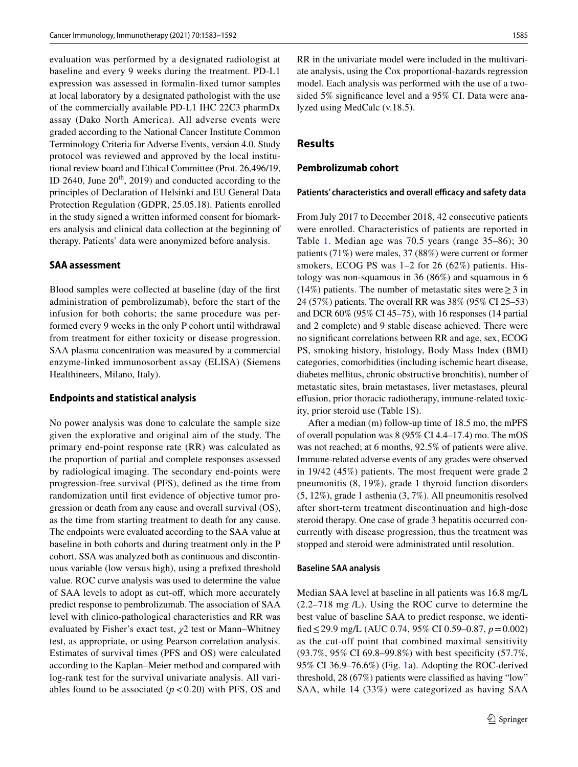evaluation was performed by a designated radiologist at baseline and every 9 weeks during the treatment. PD-L1 expression was assessed in formalin-fixed tumor samples at local laboratory by a designated pathologist with the use of the commercially available PD-L1 IHC 22C3 pharmDx assay (Dako North America). All adverse events were graded according to the National Cancer Institute Common Terminology Criteria for Adverse Events, version 4.0. Study protocol was reviewed and approved by the local institutional review board and Ethical Committee (Prot. 26,496/19, ID 2640, June 20th, 2019) and conducted according to the principles of Declaration of Helsinki and EU General Data Protection Regulation (GDPR, 25.05.18). Patients enrolled in the study signed a written informed consent for biomarkers analysis and clinical data collection at the beginning of therapy. Patients' data were anonymized before analysis.

### SAA assessment

Blood samples were collected at baseline (day of the first administration of pembrolizumab), before the start of the infusion for both cohorts; the same procedure was performed every 9 weeks in the only P cohort until withdrawal from treatment for either toxicity or disease progression. SAA plasma concentration was measured by a commercial enzyme-linked immunosorbent assay (ELISA) (Siemens Healthineers, Milano, Italy).

### Endpoints and statistical analysis

No power analysis was done to calculate the sample size given the explorative and original aim of the study. The primary end-point response rate (RR) was calculated as the proportion of partial and complete responses assessed by radiological imaging. The secondary end-points were progression-free survival (PFS), defined as the time from randomization until first evidence of objective tumor progression or death from any cause and overall survival (OS), as the time from starting treatment to death for any cause. The endpoints were evaluated according to the SAA value at baseline in both cohorts and during treatment only in the P cohort. SSA was analyzed both as continuous and discontinuous variable (low versus high), using a prefixed threshold value. ROC curve analysis was used to determine the value of SAA levels to adopt as cut-off, which more accurately predict response to pembrolizumab. The association of SAA level with clinico-pathological characteristics and RR was evaluated by Fisher's exact test, $\chi 2$ test or Mann–Whitney test, as appropriate, or using Pearson correlation analysis. Estimates of survival times (PFS and OS) were calculated according to the Kaplan–Meier method and compared with log-rank test for the survival univariate analysis. All variables found to be associated ($p < 0.20$) with PFS, OS and RR in the univariate model were included in the multivariate analysis, using the Cox proportional-hazards regression model. Each analysis was performed with the use of a two-sided 5% significance level and a 95% CI. Data were analyzed using MedCalc (v.18.5).

## Results

### Pembrolizumab cohort

#### Patients' characteristics and overall efficacy and safety data

From July 2017 to December 2018, 42 consecutive patients were enrolled. Characteristics of patients are reported in Table 1. Median age was 70.5 years (range 35–86); 30 patients (71%) were males, 37 (88%) were current or former smokers, ECOG PS was 1–2 for 26 (62%) patients. Histology was non-squamous in 36 (86%) and squamous in 6 (14%) patients. The number of metastatic sites were ≥ 3 in 24 (57%) patients. The overall RR was 38% (95% CI 25–53) and DCR 60% (95% CI 45–75), with 16 responses (14 partial and 2 complete) and 9 stable disease achieved. There were no significant correlations between RR and age, sex, ECOG PS, smoking history, histology, Body Mass Index (BMI) categories, comorbidities (including ischemic heart disease, diabetes mellitus, chronic obstructive bronchitis), number of metastatic sites, brain metastases, liver metastases, pleural effusion, prior thoracic radiotherapy, immune-related toxicity, prior steroid use (Table 1S).

After a median (m) follow-up time of 18.5 mo, the mPFS of overall population was 8 (95% CI 4.4–17.4) mo. The mOS was not reached; at 6 months, 92.5% of patients were alive. Immune-related adverse events of any grades were observed in 19/42 (45%) patients. The most frequent were grade 2 pneumonitis (8, 19%), grade 1 thyroid function disorders (5, 12%), grade 1 asthenia (3, 7%). All pneumonitis resolved after short-term treatment discontinuation and high-dose steroid therapy. One case of grade 3 hepatitis occurred concurrently with disease progression, thus the treatment was stopped and steroid were administrated until resolution.

#### Baseline SAA analysis

Median SAA level at baseline in all patients was 16.8 mg/L (2.2–718 mg /L). Using the ROC curve to determine the best value of baseline SAA to predict response, we identified ≤ 29.9 mg/L (AUC 0.74, 95% CI 0.59–0.87, $p = 0.002$) as the cut-off point that combined maximal sensitivity (93.7%, 95% CI 69.8–99.8%) with best specificity (57.7%, 95% CI 36.9–76.6%) (Fig. 1a). Adopting the ROC-derived threshold, 28 (67%) patients were classified as having "low" SAA, while 14 (33%) were categorized as having SAA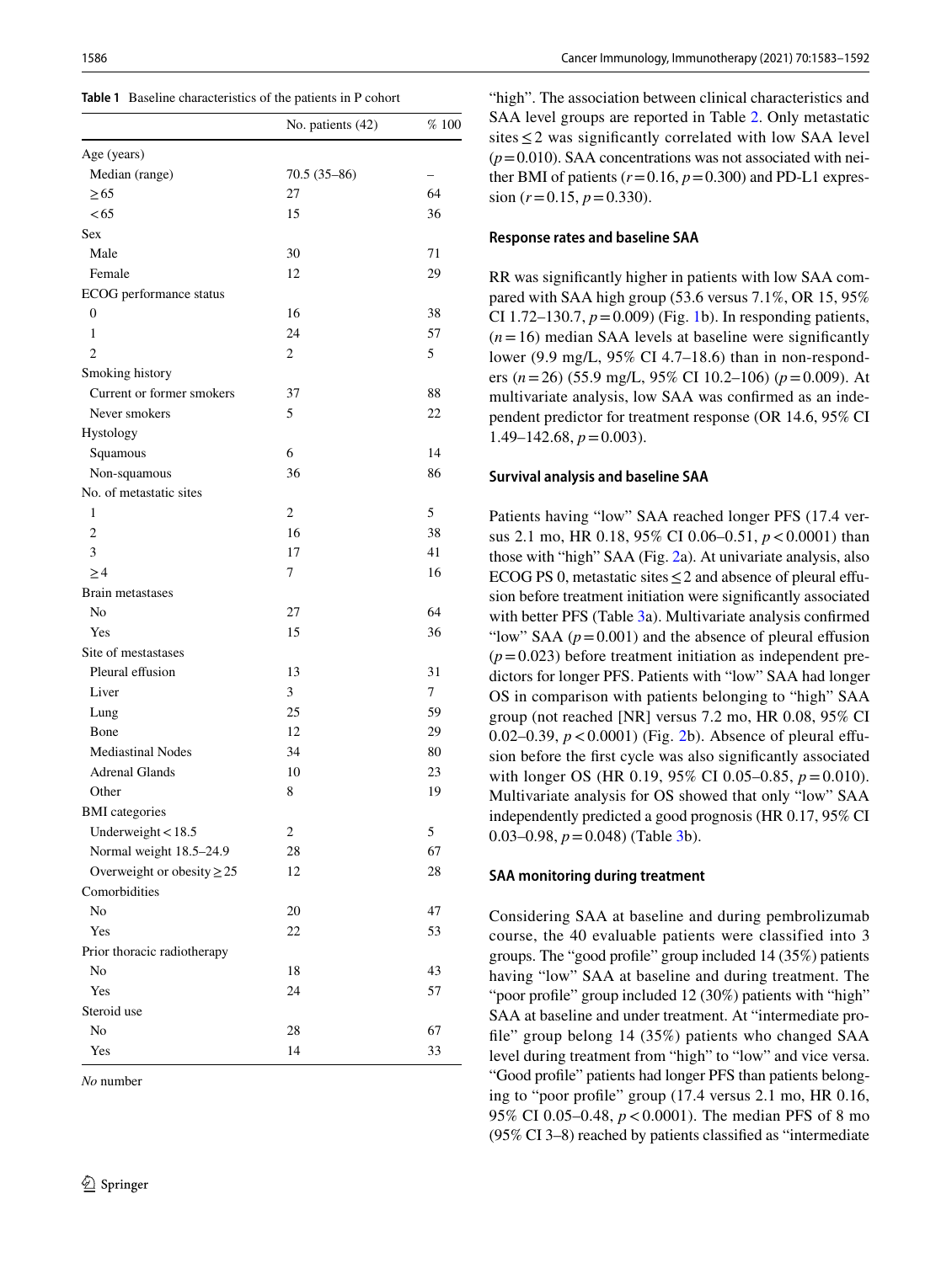**Table 1** Baseline characteristics of the patients in P cohort

| | No. patients (42) | % 100 |
|---|---|---|
| Age (years) | | |
| Median (range) | 70.5 (35–86) | – |
| ≥65 | 27 | 64 |
| <65 | 15 | 36 |
| Sex | | |
| Male | 30 | 71 |
| Female | 12 | 29 |
| ECOG performance status | | |
| 0 | 16 | 38 |
| 1 | 24 | 57 |
| 2 | 2 | 5 |
| Smoking history | | |
| Current or former smokers | 37 | 88 |
| Never smokers | 5 | 22 |
| Hystology | | |
| Squamous | 6 | 14 |
| Non-squamous | 36 | 86 |
| No. of metastatic sites | | |
| 1 | 2 | 5 |
| 2 | 16 | 38 |
| 3 | 17 | 41 |
| ≥4 | 7 | 16 |
| Brain metastases | | |
| No | 27 | 64 |
| Yes | 15 | 36 |
| Site of mestastases | | |
| Pleural effusion | 13 | 31 |
| Liver | 3 | 7 |
| Lung | 25 | 59 |
| Bone | 12 | 29 |
| Mediastinal Nodes | 34 | 80 |
| Adrenal Glands | 10 | 23 |
| Other | 8 | 19 |
| BMI categories | | |
| Underweight <18.5 | 2 | 5 |
| Normal weight 18.5–24.9 | 28 | 67 |
| Overweight or obesity ≥25 | 12 | 28 |
| Comorbidities | | |
| No | 20 | 47 |
| Yes | 22 | 53 |
| Prior thoracic radiotherapy | | |
| No | 18 | 43 |
| Yes | 24 | 57 |
| Steroid use | | |
| No | 28 | 67 |
| Yes | 14 | 33 |

*No* number

"high". The association between clinical characteristics and SAA level groups are reported in Table 2. Only metastatic sites ≤2 was significantly correlated with low SAA level ($p = 0.010$). SAA concentrations was not associated with neither BMI of patients ($r = 0.16$, $p = 0.300$) and PD-L1 expression ($r = 0.15$, $p = 0.330$).

### Response rates and baseline SAA

RR was significantly higher in patients with low SAA compared with SAA high group (53.6 versus 7.1%, OR 15, 95% CI 1.72–130.7, $p = 0.009$) (Fig. 1b). In responding patients, ($n = 16$) median SAA levels at baseline were significantly lower (9.9 mg/L, 95% CI 4.7–18.6) than in non-responders ($n = 26$) (55.9 mg/L, 95% CI 10.2–106) ($p = 0.009$). At multivariate analysis, low SAA was confirmed as an independent predictor for treatment response (OR 14.6, 95% CI 1.49–142.68, $p = 0.003$).

### Survival analysis and baseline SAA

Patients having "low" SAA reached longer PFS (17.4 versus 2.1 mo, HR 0.18, 95% CI 0.06–0.51, $p < 0.0001$) than those with "high" SAA (Fig. 2a). At univariate analysis, also ECOG PS 0, metastatic sites ≤2 and absence of pleural effusion before treatment initiation were significantly associated with better PFS (Table 3a). Multivariate analysis confirmed "low" SAA ($p = 0.001$) and the absence of pleural effusion ($p = 0.023$) before treatment initiation as independent predictors for longer PFS. Patients with "low" SAA had longer OS in comparison with patients belonging to "high" SAA group (not reached [NR] versus 7.2 mo, HR 0.08, 95% CI 0.02–0.39, $p < 0.0001$) (Fig. 2b). Absence of pleural effusion before the first cycle was also significantly associated with longer OS (HR 0.19, 95% CI 0.05–0.85, $p = 0.010$). Multivariate analysis for OS showed that only "low" SAA independently predicted a good prognosis (HR 0.17, 95% CI 0.03–0.98, $p = 0.048$) (Table 3b).

### SAA monitoring during treatment

Considering SAA at baseline and during pembrolizumab course, the 40 evaluable patients were classified into 3 groups. The "good profile" group included 14 (35%) patients having "low" SAA at baseline and during treatment. The "poor profile" group included 12 (30%) patients with "high" SAA at baseline and under treatment. At "intermediate profile" group belong 14 (35%) patients who changed SAA level during treatment from "high" to "low" and vice versa. "Good profile" patients had longer PFS than patients belonging to "poor profile" group (17.4 versus 2.1 mo, HR 0.16, 95% CI 0.05–0.48, $p < 0.0001$). The median PFS of 8 mo (95% CI 3–8) reached by patients classified as "intermediate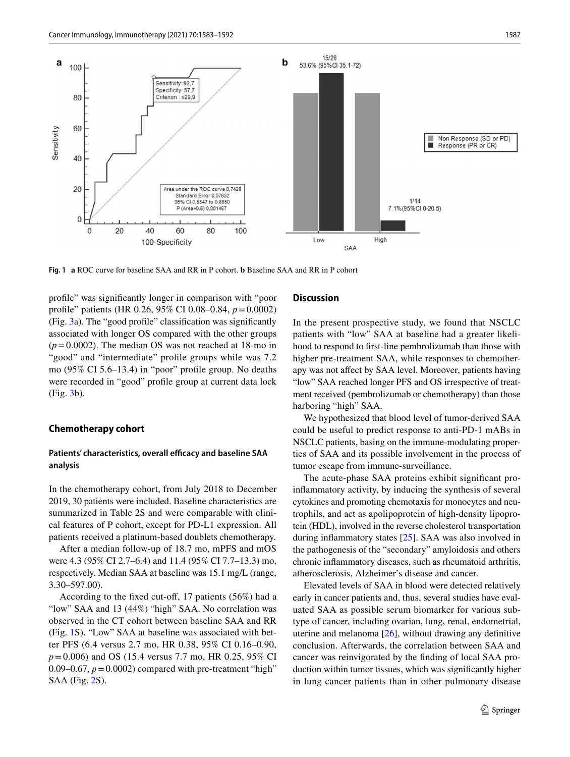Fig. 1 **a** ROC curve for baseline SAA and RR in P cohort. **b** Baseline SAA and RR in P cohort

profile" was significantly longer in comparison with "poor profile" patients (HR 0.26, 95% CI 0.08–0.84, $p = 0.0002$) (Fig. 3a). The "good profile" classification was significantly associated with longer OS compared with the other groups ($p = 0.0002$). The median OS was not reached at 18-mo in "good" and "intermediate" profile groups while was 7.2 mo (95% CI 5.6–13.4) in "poor" profile group. No deaths were recorded in "good" profile group at current data lock (Fig. 3b).

## Chemotherapy cohort

### Patients' characteristics, overall efficacy and baseline SAA analysis

In the chemotherapy cohort, from July 2018 to December 2019, 30 patients were included. Baseline characteristics are summarized in Table 2S and were comparable with clinical features of P cohort, except for PD-L1 expression. All patients received a platinum-based doublets chemotherapy.

After a median follow-up of 18.7 mo, mPFS and mOS were 4.3 (95% CI 2.7–6.4) and 11.4 (95% CI 7.7–13.3) mo, respectively. Median SAA at baseline was 15.1 mg/L (range, 3.30–597.00).

According to the fixed cut-off, 17 patients (56%) had a "low" SAA and 13 (44%) "high" SAA. No correlation was observed in the CT cohort between baseline SAA and RR (Fig. 1S). "Low" SAA at baseline was associated with better PFS (6.4 versus 2.7 mo, HR 0.38, 95% CI 0.16–0.90, $p = 0.006$) and OS (15.4 versus 7.7 mo, HR 0.25, 95% CI 0.09–0.67, $p = 0.0002$) compared with pre-treatment "high" SAA (Fig. 2S).

## Discussion

In the present prospective study, we found that NSCLC patients with "low" SAA at baseline had a greater likelihood to respond to first-line pembrolizumab than those with higher pre-treatment SAA, while responses to chemotherapy was not affect by SAA level. Moreover, patients having "low" SAA reached longer PFS and OS irrespective of treatment received (pembrolizumab or chemotherapy) than those harboring "high" SAA.

We hypothesized that blood level of tumor-derived SAA could be useful to predict response to anti-PD-1 mABs in NSCLC patients, basing on the immune-modulating properties of SAA and its possible involvement in the process of tumor escape from immune-surveillance.

The acute-phase SAA proteins exhibit significant pro-inflammatory activity, by inducing the synthesis of several cytokines and promoting chemotaxis for monocytes and neutrophils, and act as apolipoprotein of high-density lipoprotein (HDL), involved in the reverse cholesterol transportation during inflammatory states [25]. SAA was also involved in the pathogenesis of the "secondary" amyloidosis and others chronic inflammatory diseases, such as rheumatoid arthritis, atherosclerosis, Alzheimer's disease and cancer.

Elevated levels of SAA in blood were detected relatively early in cancer patients and, thus, several studies have evaluated SAA as possible serum biomarker for various subtype of cancer, including ovarian, lung, renal, endometrial, uterine and melanoma [26], without drawing any definitive conclusion. Afterwards, the correlation between SAA and cancer was reinvigorated by the finding of local SAA production within tumor tissues, which was significantly higher in lung cancer patients than in other pulmonary disease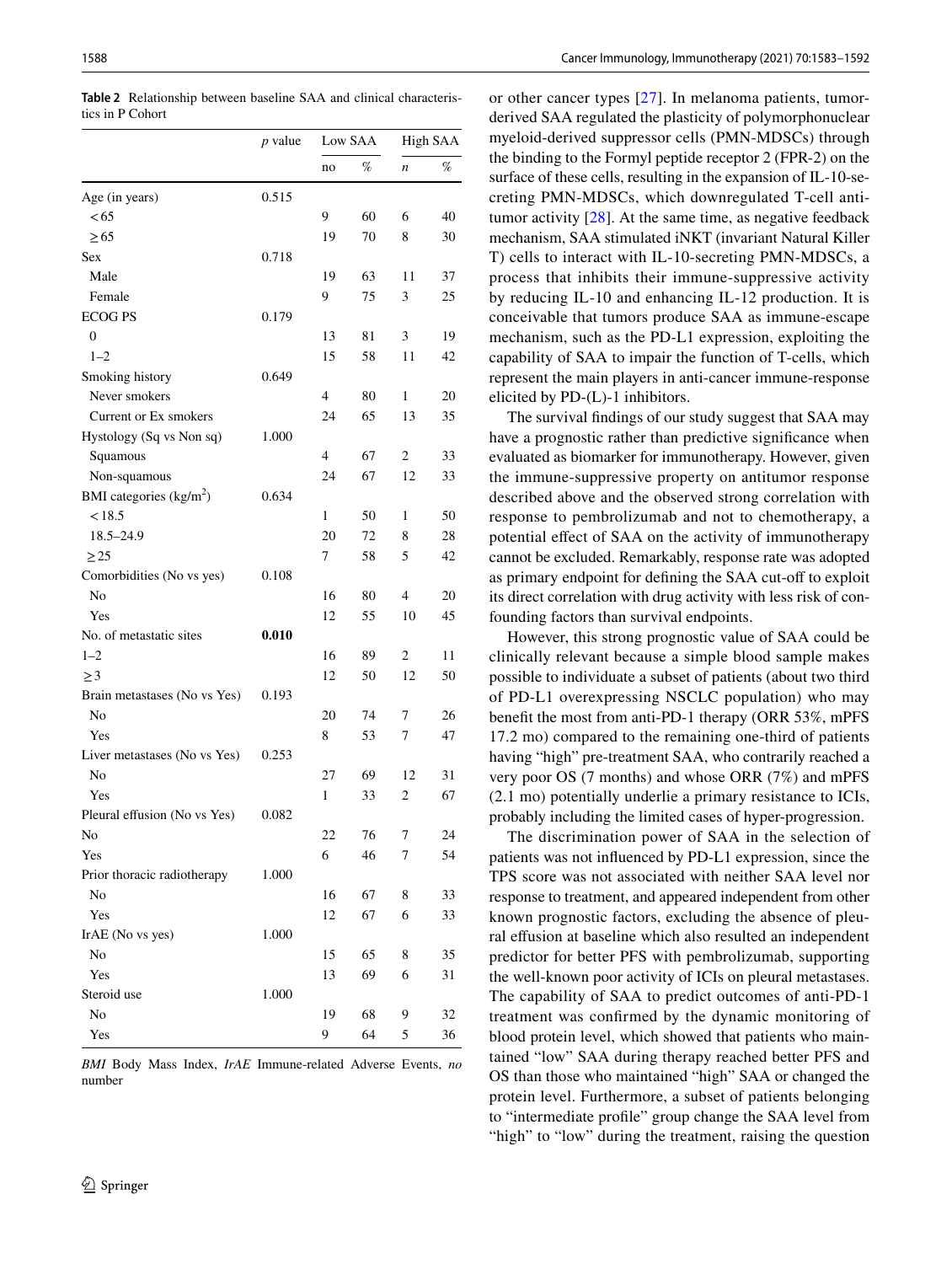**Table 2** Relationship between baseline SAA and clinical characteristics in P Cohort

| | *p* value | Low SAA | | High SAA | |
|---|---|---|---|---|---|
| | | no | % | *n* | % |
| Age (in years) | 0.515 | | | | |
| < 65 | | 9 | 60 | 6 | 40 |
| ≥ 65 | | 19 | 70 | 8 | 30 |
| Sex | 0.718 | | | | |
| Male | | 19 | 63 | 11 | 37 |
| Female | | 9 | 75 | 3 | 25 |
| ECOG PS | 0.179 | | | | |
| 0 | | 13 | 81 | 3 | 19 |
| 1–2 | | 15 | 58 | 11 | 42 |
| Smoking history | 0.649 | | | | |
| Never smokers | | 4 | 80 | 1 | 20 |
| Current or Ex smokers | | 24 | 65 | 13 | 35 |
| Hystology (Sq vs Non sq) | 1.000 | | | | |
| Squamous | | 4 | 67 | 2 | 33 |
| Non-squamous | | 24 | 67 | 12 | 33 |
| BMI categories (kg/m$^2$) | 0.634 | | | | |
| < 18.5 | | 1 | 50 | 1 | 50 |
| 18.5–24.9 | | 20 | 72 | 8 | 28 |
| ≥ 25 | | 7 | 58 | 5 | 42 |
| Comorbidities (No vs yes) | 0.108 | | | | |
| No | | 16 | 80 | 4 | 20 |
| Yes | | 12 | 55 | 10 | 45 |
| No. of metastatic sites | **0.010** | | | | |
| 1–2 | | 16 | 89 | 2 | 11 |
| ≥ 3 | | 12 | 50 | 12 | 50 |
| Brain metastases (No vs Yes) | 0.193 | | | | |
| No | | 20 | 74 | 7 | 26 |
| Yes | | 8 | 53 | 7 | 47 |
| Liver metastases (No vs Yes) | 0.253 | | | | |
| No | | 27 | 69 | 12 | 31 |
| Yes | | 1 | 33 | 2 | 67 |
| Pleural effusion (No vs Yes) | 0.082 | | | | |
| No | | 22 | 76 | 7 | 24 |
| Yes | | 6 | 46 | 7 | 54 |
| Prior thoracic radiotherapy | 1.000 | | | | |
| No | | 16 | 67 | 8 | 33 |
| Yes | | 12 | 67 | 6 | 33 |
| IrAE (No vs yes) | 1.000 | | | | |
| No | | 15 | 65 | 8 | 35 |
| Yes | | 13 | 69 | 6 | 31 |
| Steroid use | 1.000 | | | | |
| No | | 19 | 68 | 9 | 32 |
| Yes | | 9 | 64 | 5 | 36 |

*BMI* Body Mass Index, *IrAE* Immune-related Adverse Events, *no* number

or other cancer types [27]. In melanoma patients, tumor-derived SAA regulated the plasticity of polymorphonuclear myeloid-derived suppressor cells (PMN-MDSCs) through the binding to the Formyl peptide receptor 2 (FPR-2) on the surface of these cells, resulting in the expansion of IL-10-secreting PMN-MDSCs, which downregulated T-cell antitumor activity [28]. At the same time, as negative feedback mechanism, SAA stimulated iNKT (invariant Natural Killer T) cells to interact with IL-10-secreting PMN-MDSCs, a process that inhibits their immune-suppressive activity by reducing IL-10 and enhancing IL-12 production. It is conceivable that tumors produce SAA as immune-escape mechanism, such as the PD-L1 expression, exploiting the capability of SAA to impair the function of T-cells, which represent the main players in anti-cancer immune-response elicited by PD-(L)-1 inhibitors.

The survival findings of our study suggest that SAA may have a prognostic rather than predictive significance when evaluated as biomarker for immunotherapy. However, given the immune-suppressive property on antitumor response described above and the observed strong correlation with response to pembrolizumab and not to chemotherapy, a potential effect of SAA on the activity of immunotherapy cannot be excluded. Remarkably, response rate was adopted as primary endpoint for defining the SAA cut-off to exploit its direct correlation with drug activity with less risk of confounding factors than survival endpoints.

However, this strong prognostic value of SAA could be clinically relevant because a simple blood sample makes possible to individuate a subset of patients (about two third of PD-L1 overexpressing NSCLC population) who may benefit the most from anti-PD-1 therapy (ORR 53%, mPFS 17.2 mo) compared to the remaining one-third of patients having "high" pre-treatment SAA, who contrarily reached a very poor OS (7 months) and whose ORR (7%) and mPFS (2.1 mo) potentially underlie a primary resistance to ICIs, probably including the limited cases of hyper-progression.

The discrimination power of SAA in the selection of patients was not influenced by PD-L1 expression, since the TPS score was not associated with neither SAA level nor response to treatment, and appeared independent from other known prognostic factors, excluding the absence of pleural effusion at baseline which also resulted an independent predictor for better PFS with pembrolizumab, supporting the well-known poor activity of ICIs on pleural metastases. The capability of SAA to predict outcomes of anti-PD-1 treatment was confirmed by the dynamic monitoring of blood protein level, which showed that patients who maintained "low" SAA during therapy reached better PFS and OS than those who maintained "high" SAA or changed the protein level. Furthermore, a subset of patients belonging to "intermediate profile" group change the SAA level from "high" to "low" during the treatment, raising the question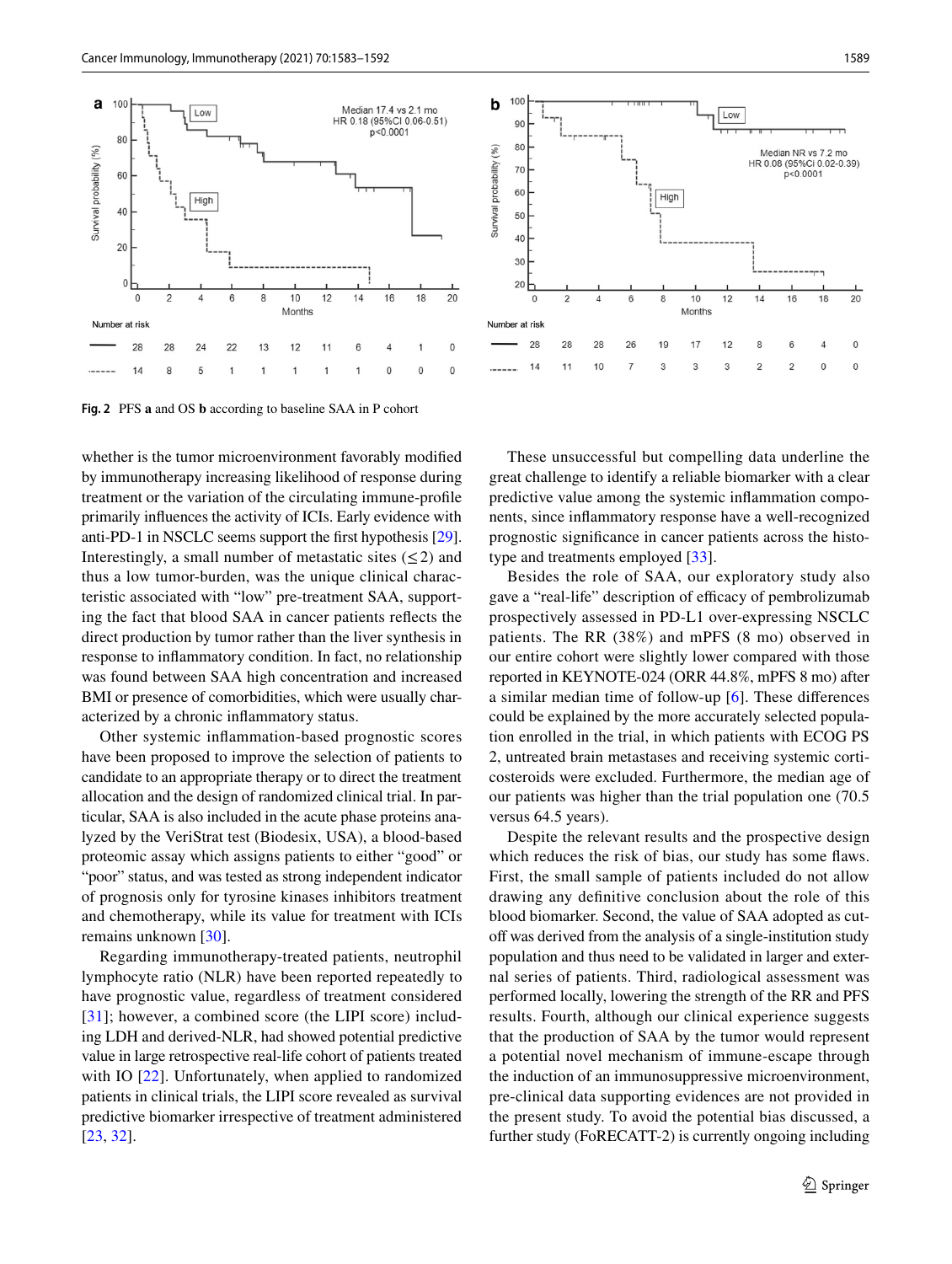Fig. 2 PFS **a** and OS **b** according to baseline SAA in P cohort

whether is the tumor microenvironment favorably modified by immunotherapy increasing likelihood of response during treatment or the variation of the circulating immune-profile primarily influences the activity of ICIs. Early evidence with anti-PD-1 in NSCLC seems support the first hypothesis [29]. Interestingly, a small number of metastatic sites ($\leq 2$) and thus a low tumor-burden, was the unique clinical characteristic associated with "low" pre-treatment SAA, supporting the fact that blood SAA in cancer patients reflects the direct production by tumor rather than the liver synthesis in response to inflammatory condition. In fact, no relationship was found between SAA high concentration and increased BMI or presence of comorbidities, which were usually characterized by a chronic inflammatory status.

Other systemic inflammation-based prognostic scores have been proposed to improve the selection of patients to candidate to an appropriate therapy or to direct the treatment allocation and the design of randomized clinical trial. In particular, SAA is also included in the acute phase proteins analyzed by the VeriStrat test (Biodesix, USA), a blood-based proteomic assay which assigns patients to either "good" or "poor" status, and was tested as strong independent indicator of prognosis only for tyrosine kinases inhibitors treatment and chemotherapy, while its value for treatment with ICIs remains unknown [30].

Regarding immunotherapy-treated patients, neutrophil lymphocyte ratio (NLR) have been reported repeatedly to have prognostic value, regardless of treatment considered [31]; however, a combined score (the LIPI score) including LDH and derived-NLR, had showed potential predictive value in large retrospective real-life cohort of patients treated with IO [22]. Unfortunately, when applied to randomized patients in clinical trials, the LIPI score revealed as survival predictive biomarker irrespective of treatment administered [23, 32].

These unsuccessful but compelling data underline the great challenge to identify a reliable biomarker with a clear predictive value among the systemic inflammation components, since inflammatory response have a well-recognized prognostic significance in cancer patients across the histotype and treatments employed [33].

Besides the role of SAA, our exploratory study also gave a "real-life" description of efficacy of pembrolizumab prospectively assessed in PD-L1 over-expressing NSCLC patients. The RR (38%) and mPFS (8 mo) observed in our entire cohort were slightly lower compared with those reported in KEYNOTE-024 (ORR 44.8%, mPFS 8 mo) after a similar median time of follow-up [6]. These differences could be explained by the more accurately selected population enrolled in the trial, in which patients with ECOG PS 2, untreated brain metastases and receiving systemic corticosteroids were excluded. Furthermore, the median age of our patients was higher than the trial population one (70.5 versus 64.5 years).

Despite the relevant results and the prospective design which reduces the risk of bias, our study has some flaws. First, the small sample of patients included do not allow drawing any definitive conclusion about the role of this blood biomarker. Second, the value of SAA adopted as cut-off was derived from the analysis of a single-institution study population and thus need to be validated in larger and external series of patients. Third, radiological assessment was performed locally, lowering the strength of the RR and PFS results. Fourth, although our clinical experience suggests that the production of SAA by the tumor would represent a potential novel mechanism of immune-escape through the induction of an immunosuppressive microenvironment, pre-clinical data supporting evidences are not provided in the present study. To avoid the potential bias discussed, a further study (FoRECATT-2) is currently ongoing including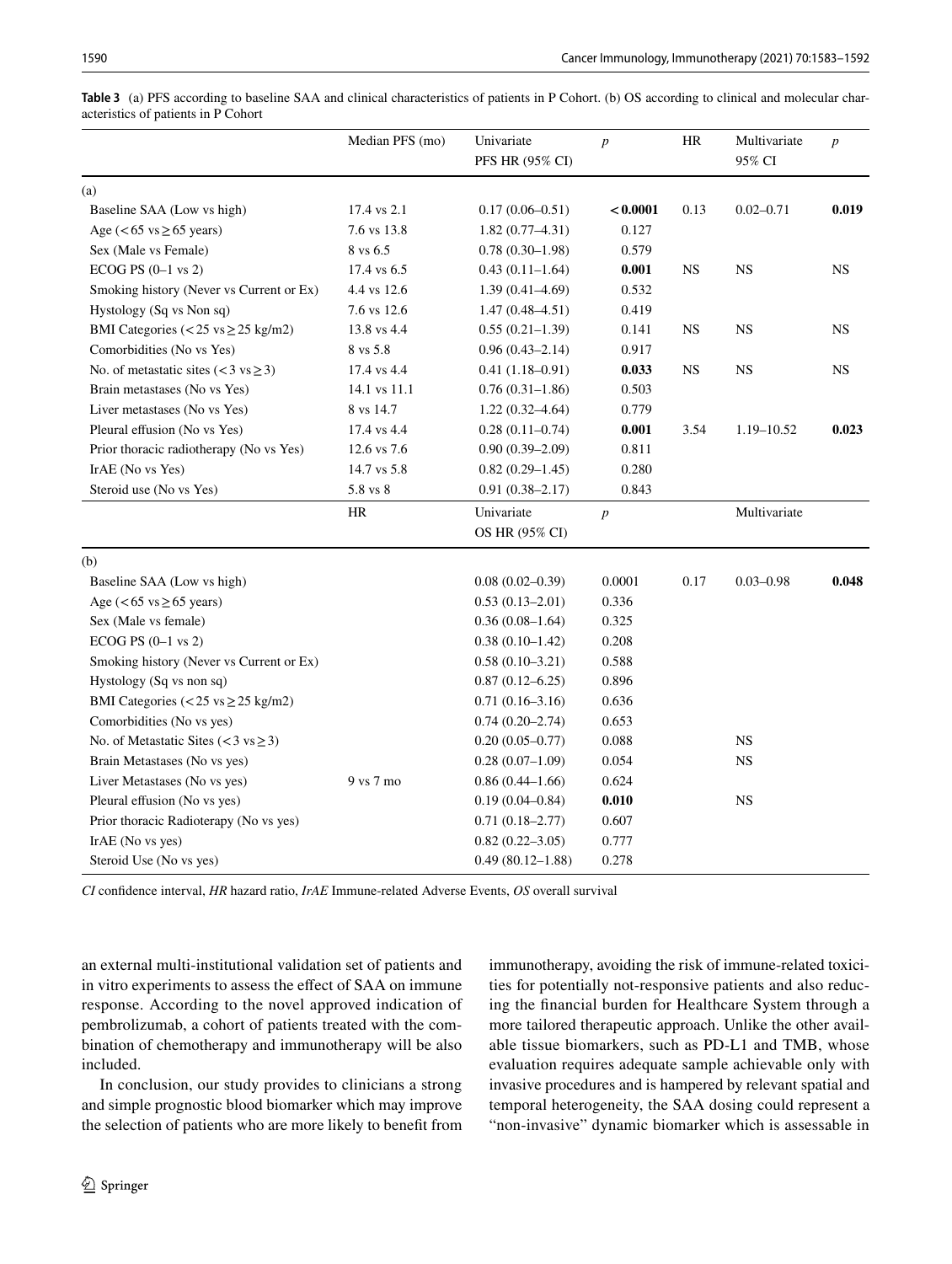**Table 3** (a) PFS according to baseline SAA and clinical characteristics of patients in P Cohort. (b) OS according to clinical and molecular characteristics of patients in P Cohort

| | Median PFS (mo) | Univariate PFS HR (95% CI) | $p$ | HR | Multivariate 95% CI | $p$ |
|---|---|---|---|---|---|---|
| (a) | | | | | | |
| Baseline SAA (Low vs high) | 17.4 vs 2.1 | 0.17 (0.06–0.51) | **< 0.0001** | 0.13 | 0.02–0.71 | **0.019** |
| Age (< 65 vs ≥ 65 years) | 7.6 vs 13.8 | 1.82 (0.77–4.31) | 0.127 | | | |
| Sex (Male vs Female) | 8 vs 6.5 | 0.78 (0.30–1.98) | 0.579 | | | |
| ECOG PS (0–1 vs 2) | 17.4 vs 6.5 | 0.43 (0.11–1.64) | **0.001** | NS | NS | NS |
| Smoking history (Never vs Current or Ex) | 4.4 vs 12.6 | 1.39 (0.41–4.69) | 0.532 | | | |
| Hystology (Sq vs Non sq) | 7.6 vs 12.6 | 1.47 (0.48–4.51) | 0.419 | | | |
| BMI Categories (< 25 vs ≥ 25 kg/m2) | 13.8 vs 4.4 | 0.55 (0.21–1.39) | 0.141 | NS | NS | NS |
| Comorbidities (No vs Yes) | 8 vs 5.8 | 0.96 (0.43–2.14) | 0.917 | | | |
| No. of metastatic sites (< 3 vs ≥ 3) | 17.4 vs 4.4 | 0.41 (1.18–0.91) | **0.033** | NS | NS | NS |
| Brain metastases (No vs Yes) | 14.1 vs 11.1 | 0.76 (0.31–1.86) | 0.503 | | | |
| Liver metastases (No vs Yes) | 8 vs 14.7 | 1.22 (0.32–4.64) | 0.779 | | | |
| Pleural effusion (No vs Yes) | 17.4 vs 4.4 | 0.28 (0.11–0.74) | **0.001** | 3.54 | 1.19–10.52 | **0.023** |
| Prior thoracic radiotherapy (No vs Yes) | 12.6 vs 7.6 | 0.90 (0.39–2.09) | 0.811 | | | |
| IrAE (No vs Yes) | 14.7 vs 5.8 | 0.82 (0.29–1.45) | 0.280 | | | |
| Steroid use (No vs Yes) | 5.8 vs 8 | 0.91 (0.38–2.17) | 0.843 | | | |
| | HR | Univariate OS HR (95% CI) | $p$ | | Multivariate | |
| (b) | | | | | | |
| Baseline SAA (Low vs high) | | 0.08 (0.02–0.39) | 0.0001 | 0.17 | 0.03–0.98 | **0.048** |
| Age (< 65 vs ≥ 65 years) | | 0.53 (0.13–2.01) | 0.336 | | | |
| Sex (Male vs female) | | 0.36 (0.08–1.64) | 0.325 | | | |
| ECOG PS (0–1 vs 2) | | 0.38 (0.10–1.42) | 0.208 | | | |
| Smoking history (Never vs Current or Ex) | | 0.58 (0.10–3.21) | 0.588 | | | |
| Hystology (Sq vs non sq) | | 0.87 (0.12–6.25) | 0.896 | | | |
| BMI Categories (< 25 vs ≥ 25 kg/m2) | | 0.71 (0.16–3.16) | 0.636 | | | |
| Comorbidities (No vs yes) | | 0.74 (0.20–2.74) | 0.653 | | | |
| No. of Metastatic Sites (< 3 vs ≥ 3) | | 0.20 (0.05–0.77) | 0.088 | | NS | |
| Brain Metastases (No vs yes) | | 0.28 (0.07–1.09) | 0.054 | | NS | |
| Liver Metastases (No vs yes) | 9 vs 7 mo | 0.86 (0.44–1.66) | 0.624 | | | |
| Pleural effusion (No vs yes) | | 0.19 (0.04–0.84) | **0.010** | | NS | |
| Prior thoracic Radiotherapy (No vs yes) | | 0.71 (0.18–2.77) | 0.607 | | | |
| IrAE (No vs yes) | | 0.82 (0.22–3.05) | 0.777 | | | |
| Steroid Use (No vs yes) | | 0.49 (80.12–1.88) | 0.278 | | | |

*CI* confidence interval, *HR* hazard ratio, *IrAE* Immune-related Adverse Events, *OS* overall survival

an external multi-institutional validation set of patients and in vitro experiments to assess the effect of SAA on immune response. According to the novel approved indication of pembrolizumab, a cohort of patients treated with the combination of chemotherapy and immunotherapy will be also included.

In conclusion, our study provides to clinicians a strong and simple prognostic blood biomarker which may improve the selection of patients who are more likely to benefit from immunotherapy, avoiding the risk of immune-related toxicities for potentially not-responsive patients and also reducing the financial burden for Healthcare System through a more tailored therapeutic approach. Unlike the other available tissue biomarkers, such as PD-L1 and TMB, whose evaluation requires adequate sample achievable only with invasive procedures and is hampered by relevant spatial and temporal heterogeneity, the SAA dosing could represent a "non-invasive" dynamic biomarker which is assessable in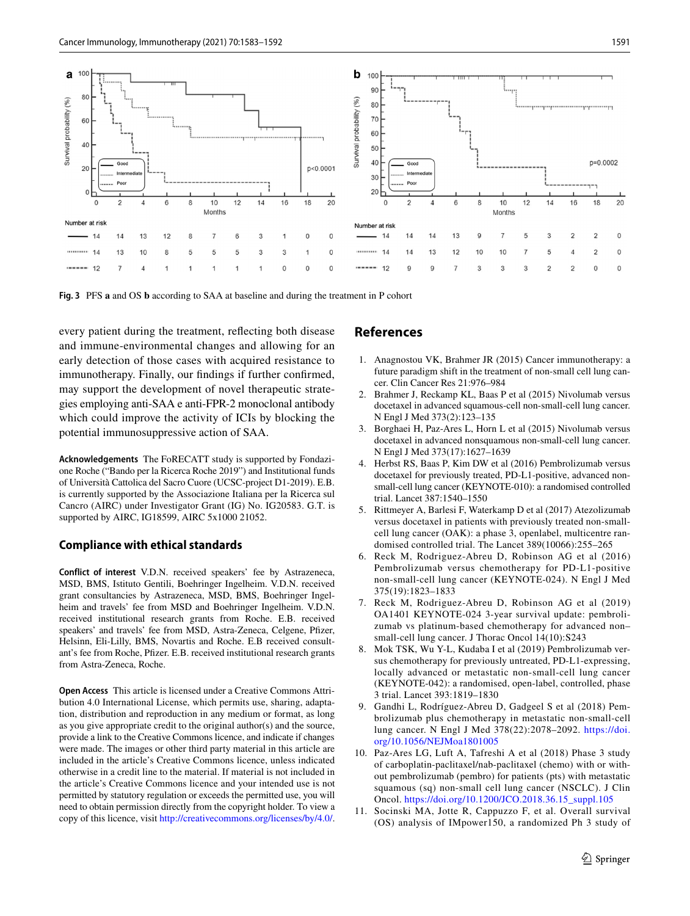Fig. 3 PFS **a** and OS **b** according to SAA at baseline and during the treatment in P cohort

every patient during the treatment, reflecting both disease and immune-environmental changes and allowing for an early detection of those cases with acquired resistance to immunotherapy. Finally, our findings if further confirmed, may support the development of novel therapeutic strategies employing anti-SAA e anti-FPR-2 monoclonal antibody which could improve the activity of ICIs by blocking the potential immunosuppressive action of SAA.

**Acknowledgements** The FoRECATT study is supported by Fondazione Roche ("Bando per la Ricerca Roche 2019") and Institutional funds of Università Cattolica del Sacro Cuore (UCSC-project D1-2019). E.B. is currently supported by the Associazione Italiana per la Ricerca sul Cancro (AIRC) under Investigator Grant (IG) No. IG20583. G.T. is supported by AIRC, IG18599, AIRC 5x1000 21052.

## Compliance with ethical standards

**Conflict of interest** V.D.N. received speakers' fee by Astrazeneca, MSD, BMS, Istituto Gentili, Boehringer Ingelheim. V.D.N. received grant consultancies by Astrazeneca, MSD, BMS, Boehringer Ingelheim and travels' fee from MSD and Boehringer Ingelheim. V.D.N. received institutional research grants from Roche. E.B. received speakers' and travels' fee from MSD, Astra-Zeneca, Celgene, Pfizer, Helsinn, Eli-Lilly, BMS, Novartis and Roche. E.B received consultant's fee from Roche, Pfizer. E.B. received institutional research grants from Astra-Zeneca, Roche.

**Open Access** This article is licensed under a Creative Commons Attribution 4.0 International License, which permits use, sharing, adaptation, distribution and reproduction in any medium or format, as long as you give appropriate credit to the original author(s) and the source, provide a link to the Creative Commons licence, and indicate if changes were made. The images or other third party material in this article are included in the article's Creative Commons licence, unless indicated otherwise in a credit line to the material. If material is not included in the article's Creative Commons licence and your intended use is not permitted by statutory regulation or exceeds the permitted use, you will need to obtain permission directly from the copyright holder. To view a copy of this licence, visit http://creativecommons.org/licenses/by/4.0/.

## References

1. Anagnostou VK, Brahmer JR (2015) Cancer immunotherapy: a future paradigm shift in the treatment of non-small cell lung cancer. Clin Cancer Res 21:976–984
2. Brahmer J, Reckamp KL, Baas P et al (2015) Nivolumab versus docetaxel in advanced squamous-cell non-small-cell lung cancer. N Engl J Med 373(2):123–135
3. Borghaei H, Paz-Ares L, Horn L et al (2015) Nivolumab versus docetaxel in advanced nonsquamous non-small-cell lung cancer. N Engl J Med 373(17):1627–1639
4. Herbst RS, Baas P, Kim DW et al (2016) Pembrolizumab versus docetaxel for previously treated, PD-L1-positive, advanced non-small-cell lung cancer (KEYNOTE-010): a randomised controlled trial. Lancet 387:1540–1550
5. Rittmeyer A, Barlesi F, Waterkamp D et al (2017) Atezolizumab versus docetaxel in patients with previously treated non-small-cell lung cancer (OAK): a phase 3, openlabel, multicentre randomised controlled trial. The Lancet 389(10066):255–265
6. Reck M, Rodriguez-Abreu D, Robinson AG et al (2016) Pembrolizumab versus chemotherapy for PD-L1-positive non-small-cell lung cancer (KEYNOTE-024). N Engl J Med 375(19):1823–1833
7. Reck M, Rodriguez-Abreu D, Robinson AG et al (2019) OA1401 KEYNOTE-024 3-year survival update: pembrolizumab vs platinum-based chemotherapy for advanced non–small-cell lung cancer. J Thorac Oncol 14(10):S243
8. Mok TSK, Wu Y-L, Kudaba I et al (2019) Pembrolizumab versus chemotherapy for previously untreated, PD-L1-expressing, locally advanced or metastatic non-small-cell lung cancer (KEYNOTE-042): a randomised, open-label, controlled, phase 3 trial. Lancet 393:1819–1830
9. Gandhi L, Rodríguez-Abreu D, Gadgeel S et al (2018) Pembrolizumab plus chemotherapy in metastatic non-small-cell lung cancer. N Engl J Med 378(22):2078–2092. https://doi.org/10.1056/NEJMoa1801005
10. Paz-Ares LG, Luft A, Tafreshi A et al (2018) Phase 3 study of carboplatin-paclitaxel/nab-paclitaxel (chemo) with or without pembrolizumab (pembro) for patients (pts) with metastatic squamous (sq) non-small cell lung cancer (NSCLC). J Clin Oncol. https://doi.org/10.1200/JCO.2018.36.15_suppl.105
11. Socinski MA, Jotte R, Cappuzzo F, et al. Overall survival (OS) analysis of IMpower150, a randomized Ph 3 study of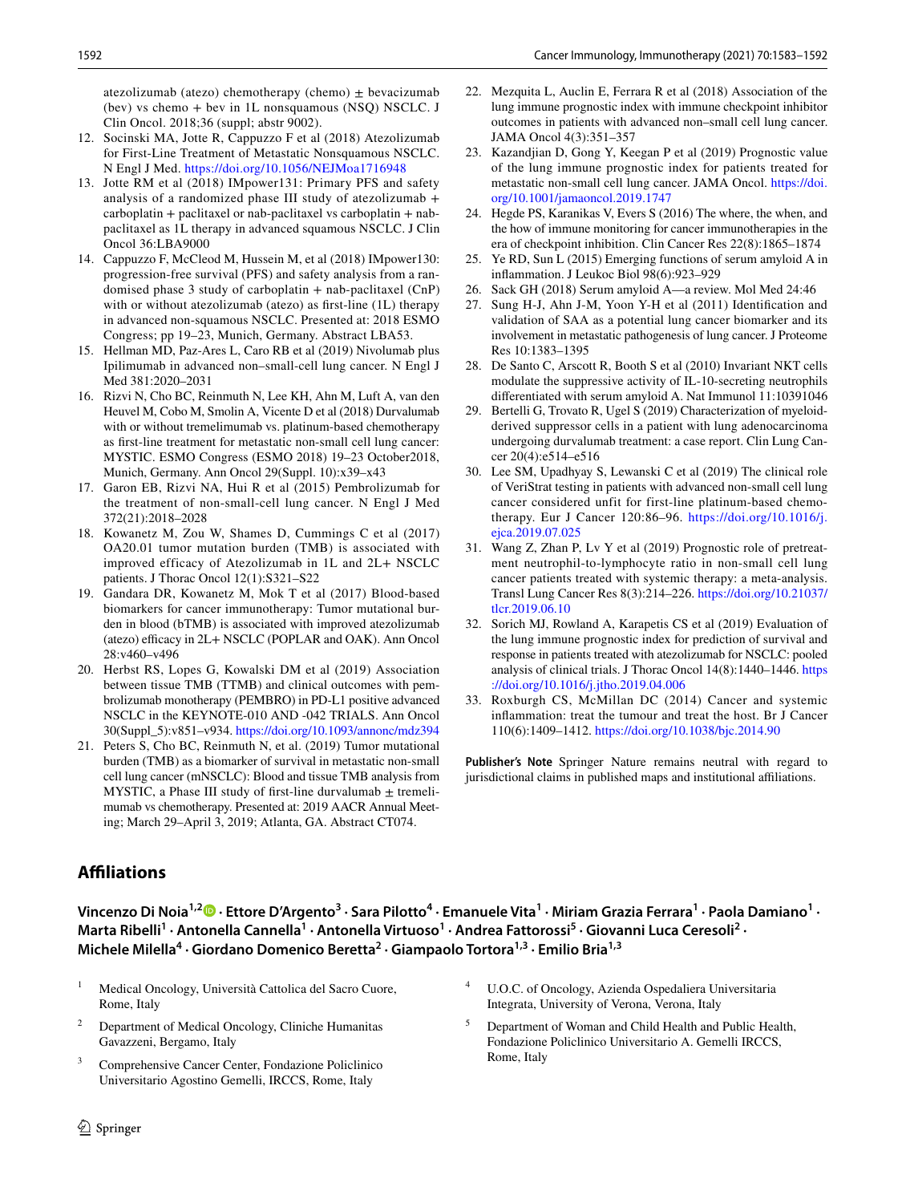atezolizumab (atezo) chemotherapy (chemo) ± bevacizumab (bev) vs chemo + bev in 1L nonsquamous (NSQ) NSCLC. J Clin Oncol. 2018;36 (suppl; abstr 9002).

12. Socinski MA, Jotte R, Cappuzzo F et al (2018) Atezolizumab for First-Line Treatment of Metastatic Nonsquamous NSCLC. N Engl J Med. https://doi.org/10.1056/NEJMoa1716948
13. Jotte RM et al (2018) IMpower131: Primary PFS and safety analysis of a randomized phase III study of atezolizumab + carboplatin + paclitaxel or nab-paclitaxel vs carboplatin + nab-paclitaxel as 1L therapy in advanced squamous NSCLC. J Clin Oncol 36:LBA9000
14. Cappuzzo F, McCleod M, Hussein M, et al (2018) IMpower130: progression-free survival (PFS) and safety analysis from a randomised phase 3 study of carboplatin + nab-paclitaxel (CnP) with or without atezolizumab (atezo) as first-line (1L) therapy in advanced non-squamous NSCLC. Presented at: 2018 ESMO Congress; pp 19–23, Munich, Germany. Abstract LBA53.
15. Hellman MD, Paz-Ares L, Caro RB et al (2019) Nivolumab plus Ipilimumab in advanced non–small-cell lung cancer. N Engl J Med 381:2020–2031
16. Rizvi N, Cho BC, Reinmuth N, Lee KH, Ahn M, Luft A, van den Heuvel M, Cobo M, Smolin A, Vicente D et al (2018) Durvalumab with or without tremelimumab vs. platinum-based chemotherapy as first-line treatment for metastatic non-small cell lung cancer: MYSTIC. ESMO Congress (ESMO 2018) 19–23 October2018, Munich, Germany. Ann Oncol 29(Suppl. 10):x39–x43
17. Garon EB, Rizvi NA, Hui R et al (2015) Pembrolizumab for the treatment of non-small-cell lung cancer. N Engl J Med 372(21):2018–2028
18. Kowanetz M, Zou W, Shames D, Cummings C et al (2017) OA20.01 tumor mutation burden (TMB) is associated with improved efficacy of Atezolizumab in 1L and 2L+ NSCLC patients. J Thorac Oncol 12(1):S321–S22
19. Gandara DR, Kowanetz M, Mok T et al (2017) Blood-based biomarkers for cancer immunotherapy: Tumor mutational burden in blood (bTMB) is associated with improved atezolizumab (atezo) efficacy in 2L+ NSCLC (POPLAR and OAK). Ann Oncol 28:v460–v496
20. Herbst RS, Lopes G, Kowalski DM et al (2019) Association between tissue TMB (TTMB) and clinical outcomes with pembrolizumab monotherapy (PEMBRO) in PD-L1 positive advanced NSCLC in the KEYNOTE-010 AND -042 TRIALS. Ann Oncol 30(Suppl_5):v851–v934. https://doi.org/10.1093/annonc/mdz394
21. Peters S, Cho BC, Reinmuth N, et al. (2019) Tumor mutational burden (TMB) as a biomarker of survival in metastatic non-small cell lung cancer (mNSCLC): Blood and tissue TMB analysis from MYSTIC, a Phase III study of first-line durvalumab ± tremelimumab vs chemotherapy. Presented at: 2019 AACR Annual Meeting; March 29–April 3, 2019; Atlanta, GA. Abstract CT074.
22. Mezquita L, Auclin E, Ferrara R et al (2018) Association of the lung immune prognostic index with immune checkpoint inhibitor outcomes in patients with advanced non–small cell lung cancer. JAMA Oncol 4(3):351–357
23. Kazandjian D, Gong Y, Keegan P et al (2019) Prognostic value of the lung immune prognostic index for patients treated for metastatic non-small cell lung cancer. JAMA Oncol. https://doi.org/10.1001/jamaoncol.2019.1747
24. Hegde PS, Karanikas V, Evers S (2016) The where, the when, and the how of immune monitoring for cancer immunotherapies in the era of checkpoint inhibition. Clin Cancer Res 22(8):1865–1874
25. Ye RD, Sun L (2015) Emerging functions of serum amyloid A in inflammation. J Leukoc Biol 98(6):923–929
26. Sack GH (2018) Serum amyloid A—a review. Mol Med 24:46
27. Sung H-J, Ahn J-M, Yoon Y-H et al (2011) Identification and validation of SAA as a potential lung cancer biomarker and its involvement in metastatic pathogenesis of lung cancer. J Proteome Res 10:1383–1395
28. De Santo C, Arscott R, Booth S et al (2010) Invariant NKT cells modulate the suppressive activity of IL-10-secreting neutrophils differentiated with serum amyloid A. Nat Immunol 11:10391046
29. Bertelli G, Trovato R, Ugel S (2019) Characterization of myeloid-derived suppressor cells in a patient with lung adenocarcinoma undergoing durvalumab treatment: a case report. Clin Lung Cancer 20(4):e514–e516
30. Lee SM, Upadhyay S, Lewanski C et al (2019) The clinical role of VeriStrat testing in patients with advanced non-small cell lung cancer considered unfit for first-line platinum-based chemotherapy. Eur J Cancer 120:86–96. https://doi.org/10.1016/j.ejca.2019.07.025
31. Wang Z, Zhan P, Lv Y et al (2019) Prognostic role of pretreatment neutrophil-to-lymphocyte ratio in non-small cell lung cancer patients treated with systemic therapy: a meta-analysis. Transl Lung Cancer Res 8(3):214–226. https://doi.org/10.21037/tlcr.2019.06.10
32. Sorich MJ, Rowland A, Karapetis CS et al (2019) Evaluation of the lung immune prognostic index for prediction of survival and response in patients treated with atezolizumab for NSCLC: pooled analysis of clinical trials. J Thorac Oncol 14(8):1440–1446. https://doi.org/10.1016/j.jtho.2019.04.006
33. Roxburgh CS, McMillan DC (2014) Cancer and systemic inflammation: treat the tumour and treat the host. Br J Cancer 110(6):1409–1412. https://doi.org/10.1038/bjc.2014.90

**Publisher's Note** Springer Nature remains neutral with regard to jurisdictional claims in published maps and institutional affiliations.

## Affiliations

**Vincenzo Di Noia[1,2] · Ettore D'Argento[3] · Sara Pilotto[4] · Emanuele Vita[1] · Miriam Grazia Ferrara[1] · Paola Damiano[1] · Marta Ribelli[1] · Antonella Cannella[1] · Antonella Virtuoso[1] · Andrea Fattorossi[5] · Giovanni Luca Ceresoli[2] · Michele Milella[4] · Giordano Domenico Beretta[2] · Giampaolo Tortora[1,3] · Emilio Bria[1,3]**

[1] Medical Oncology, Università Cattolica del Sacro Cuore, Rome, Italy

[2] Department of Medical Oncology, Cliniche Humanitas Gavazzeni, Bergamo, Italy

[3] Comprehensive Cancer Center, Fondazione Policlinico Universitario Agostino Gemelli, IRCCS, Rome, Italy

[4] U.O.C. of Oncology, Azienda Ospedaliera Universitaria Integrata, University of Verona, Verona, Italy

[5] Department of Woman and Child Health and Public Health, Fondazione Policlinico Universitario A. Gemelli IRCCS, Rome, Italy